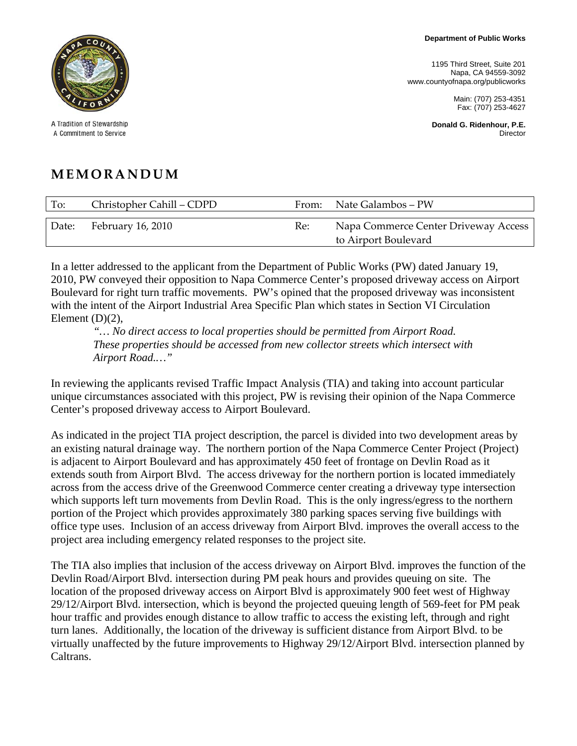Department of Public Works

1195 Third Street, Suite 201
Napa, CA 94559-3092
www.countyofnapa.org/publicworks

Main: (707) 253-4351
Fax: (707) 253-4627

**Donald G. Ridenhour, P.E.**
Director

A Tradition of Stewardship
A Commitment to Service

# MEMORANDUM

| To: | Christopher Cahill – CDPD | From: | Nate Galambos – PW |
|---|---|---|---|
| Date: | February 16, 2010 | Re: | Napa Commerce Center Driveway Access to Airport Boulevard |

In a letter addressed to the applicant from the Department of Public Works (PW) dated January 19, 2010, PW conveyed their opposition to Napa Commerce Center's proposed driveway access on Airport Boulevard for right turn traffic movements. PW's opined that the proposed driveway was inconsistent with the intent of the Airport Industrial Area Specific Plan which states in Section VI Circulation Element (D)(2),

> *"… No direct access to local properties should be permitted from Airport Road. These properties should be accessed from new collector streets which intersect with Airport Road.…"*

In reviewing the applicants revised Traffic Impact Analysis (TIA) and taking into account particular unique circumstances associated with this project, PW is revising their opinion of the Napa Commerce Center's proposed driveway access to Airport Boulevard.

As indicated in the project TIA project description, the parcel is divided into two development areas by an existing natural drainage way. The northern portion of the Napa Commerce Center Project (Project) is adjacent to Airport Boulevard and has approximately 450 feet of frontage on Devlin Road as it extends south from Airport Blvd. The access driveway for the northern portion is located immediately across from the access drive of the Greenwood Commerce center creating a driveway type intersection which supports left turn movements from Devlin Road. This is the only ingress/egress to the northern portion of the Project which provides approximately 380 parking spaces serving five buildings with office type uses. Inclusion of an access driveway from Airport Blvd. improves the overall access to the project area including emergency related responses to the project site.

The TIA also implies that inclusion of the access driveway on Airport Blvd. improves the function of the Devlin Road/Airport Blvd. intersection during PM peak hours and provides queuing on site. The location of the proposed driveway access on Airport Blvd is approximately 900 feet west of Highway 29/12/Airport Blvd. intersection, which is beyond the projected queuing length of 569-feet for PM peak hour traffic and provides enough distance to allow traffic to access the existing left, through and right turn lanes. Additionally, the location of the driveway is sufficient distance from Airport Blvd. to be virtually unaffected by the future improvements to Highway 29/12/Airport Blvd. intersection planned by Caltrans.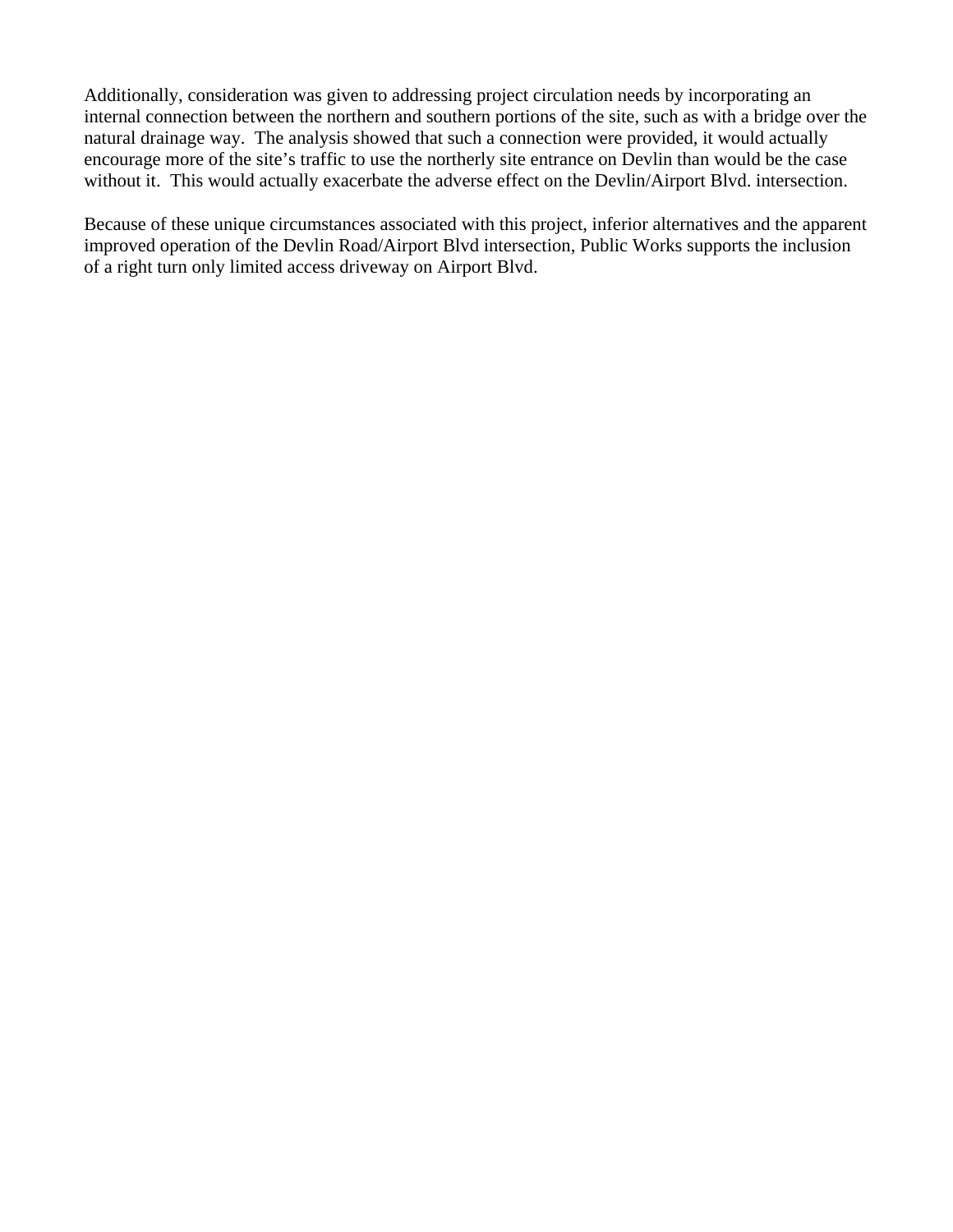Additionally, consideration was given to addressing project circulation needs by incorporating an internal connection between the northern and southern portions of the site, such as with a bridge over the natural drainage way.  The analysis showed that such a connection were provided, it would actually encourage more of the site's traffic to use the northerly site entrance on Devlin than would be the case without it.  This would actually exacerbate the adverse effect on the Devlin/Airport Blvd. intersection.

Because of these unique circumstances associated with this project, inferior alternatives and the apparent improved operation of the Devlin Road/Airport Blvd intersection, Public Works supports the inclusion of a right turn only limited access driveway on Airport Blvd.